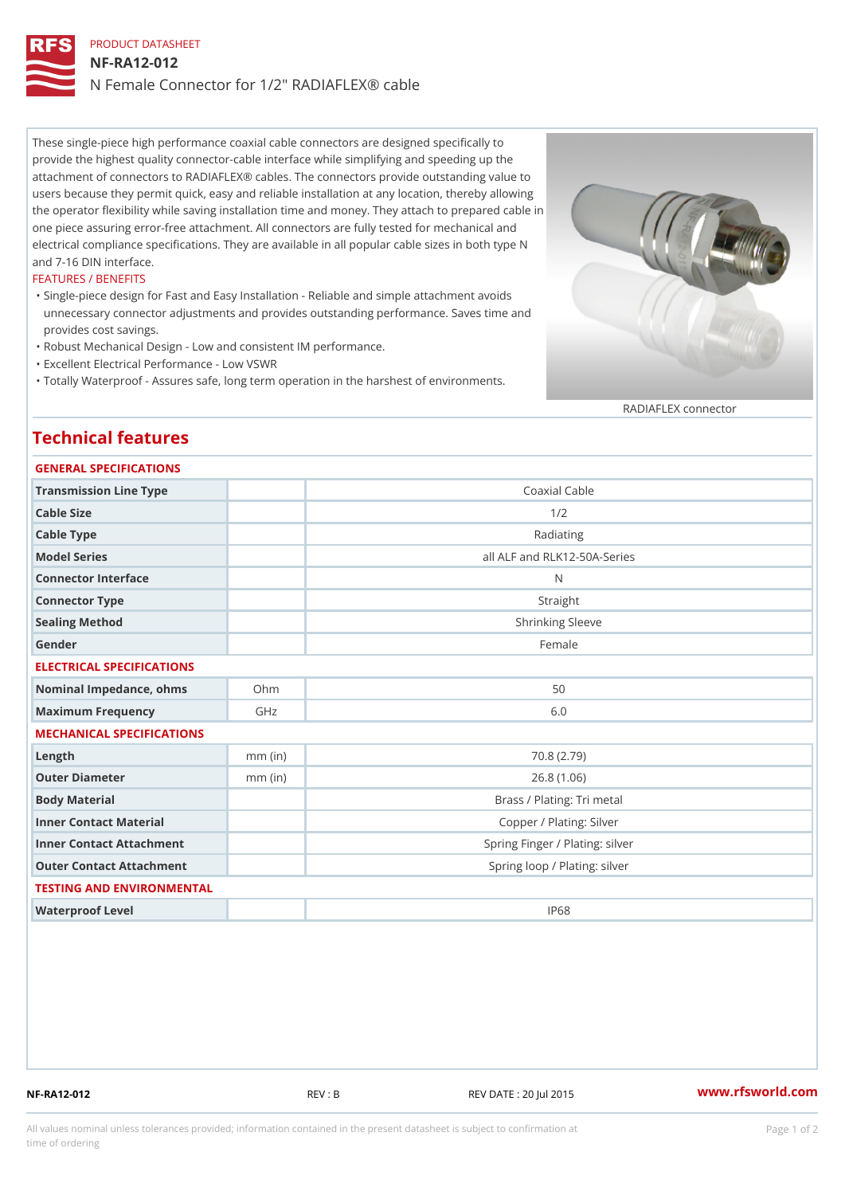PRODUCT DATASHEET

# NF-RA12-012

## N Female Connector for 1/2" RADIAFLEX® cable

These single-piece high performance coaxial cable connectors are designed specifically to provide the highest quality connector-cable interface while simplifying and speeding up the attachment of connectors to RADIAFLEX® cables. The connectors provide outstanding value to users because they permit quick, easy and reliable installation at any location, thereby allowing the operator flexibility while saving installation time and money. They attach to prepared cable in one piece assuring error-free attachment. All connectors are fully tested for mechanical and electrical compliance specifications. They are available in all popular cable sizes in both type N and 7-16 DIN interface.

FEATURES / BENEFITS

- Single-piece design for Fast and Easy Installation - Reliable and simple attachment avoids unnecessary connector adjustments and provides outstanding performance. Saves time and provides cost savings.
- Robust Mechanical Design - Low and consistent IM performance.
- Excellent Electrical Performance - Low VSWR
- Totally Waterproof - Assures safe, long term operation in the harshest of environments.

RADIAFLEX connector

## Technical features

### GENERAL SPECIFICATIONS

| | | |
|---|---|---|
| Transmission Line Type | | Coaxial Cable |
| Cable Size | | 1/2 |
| Cable Type | | Radiating |
| Model Series | | all ALF and RLK12-50A-Series |
| Connector Interface | | N |
| Connector Type | | Straight |
| Sealing Method | | Shrinking Sleeve |
| Gender | | Female |

### ELECTRICAL SPECIFICATIONS

| | | |
|---|---|---|
| Nominal Impedance, ohms | Ohm | 50 |
| Maximum Frequency | GHz | 6.0 |

### MECHANICAL SPECIFICATIONS

| | | |
|---|---|---|
| Length | mm (in) | 70.8 (2.79) |
| Outer Diameter | mm (in) | 26.8 (1.06) |
| Body Material | | Brass / Plating: Tri metal |
| Inner Contact Material | | Copper / Plating: Silver |
| Inner Contact Attachment | | Spring Finger / Plating: silver |
| Outer Contact Attachment | | Spring loop / Plating: silver |

### TESTING AND ENVIRONMENTAL

| | | |
|---|---|---|
| Waterproof Level | | IP68 |

NF-RA12-012 REV : B REV DATE : 20 Jul 2015 www.rfsworld.com

All values nominal unless tolerances provided; information contained in the present datasheet is subject to confirmation at time of ordering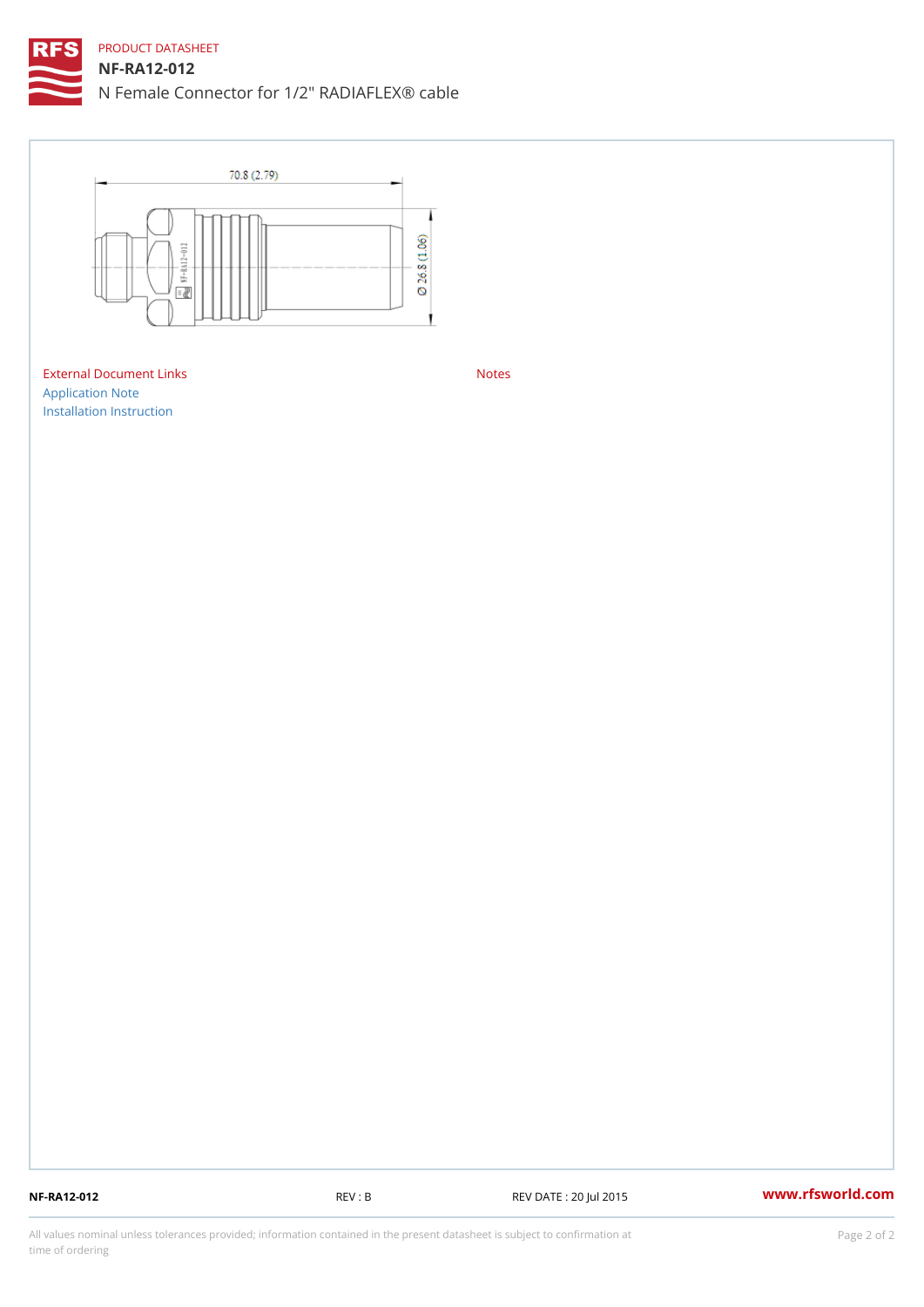PRODUCT DATASHEET

# NF-RA12-012

N Female Connector for 1/2" RADIAFLEX® cable

70.8 (2.79)

Ø 26.8 (1.06)

NF-RA12-012

External Document Links

Application Note

Installation Instruction

Notes

NF-RA12-012 REV : B REV DATE : 20 Jul 2015 www.rfsworld.com

All values nominal unless tolerances provided; information contained in the present datasheet is subject to confirmation at time of ordering